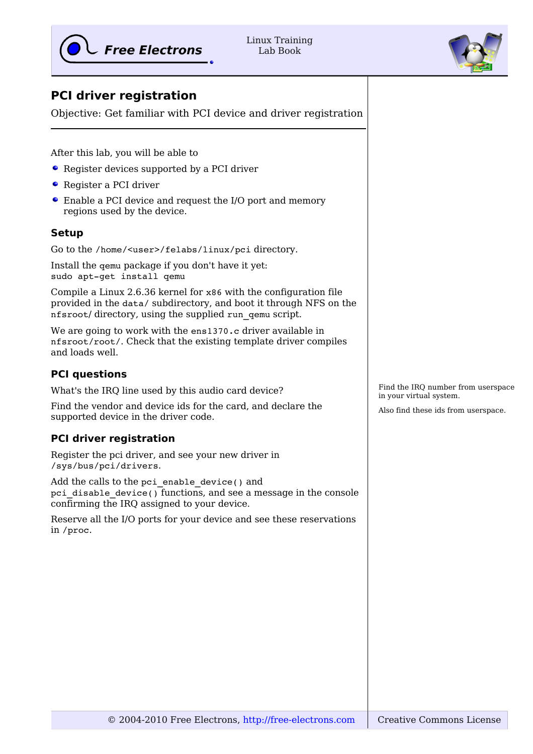# PCI driver registration

Objective: Get familiar with PCI device and driver registration

---

After this lab, you will be able to

- Register devices supported by a PCI driver
- Register a PCI driver
- Enable a PCI device and request the I/O port and memory regions used by the device.

## Setup

Go to the `/home/<user>/felabs/linux/pci` directory.

Install the `qemu` package if you don't have it yet:
`sudo apt-get install qemu`

Compile a Linux 2.6.36 kernel for `x86` with the configuration file provided in the `data/` subdirectory, and boot it through NFS on the `nfsroot/` directory, using the supplied `run_qemu` script.

We are going to work with the `ens1370.c` driver available in `nfsroot/root/`. Check that the existing template driver compiles and loads well.

## PCI questions

What's the IRQ line used by this audio card device?

Find the vendor and device ids for the card, and declare the supported device in the driver code.

Find the IRQ number from userspace in your virtual system.

Also find these ids from userspace.

## PCI driver registration

Register the pci driver, and see your new driver in `/sys/bus/pci/drivers`.

Add the calls to the `pci_enable_device()` and `pci_disable_device()` functions, and see a message in the console confirming the IRQ assigned to your device.

Reserve all the I/O ports for your device and see these reservations in `/proc`.